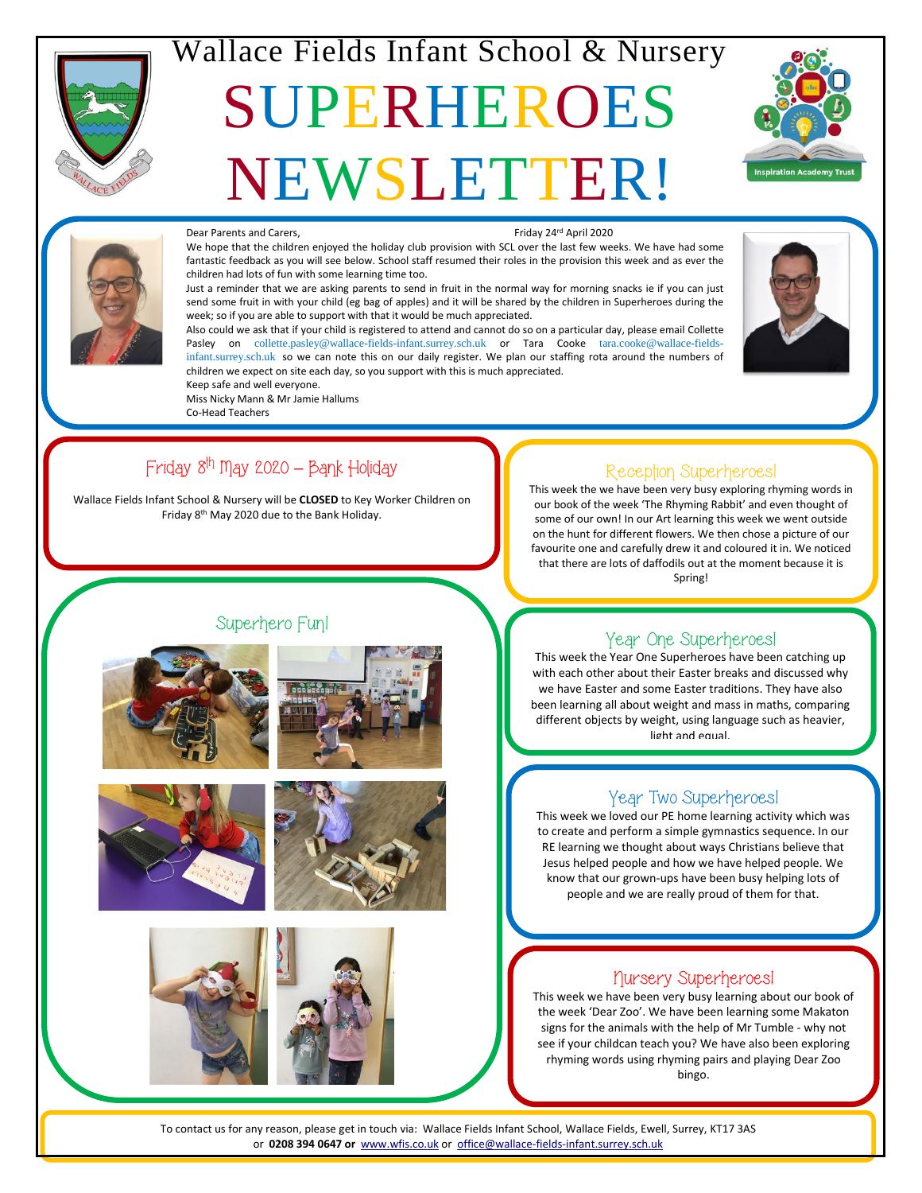# Wallace Fields Infant School & Nursery

# SUPERHEROES NEWSLETTER!

Dear Parents and Carers,

Friday 24[rd] April 2020

We hope that the children enjoyed the holiday club provision with SCL over the last few weeks. We have had some fantastic feedback as you will see below. School staff resumed their roles in the provision this week and as ever the children had lots of fun with some learning time too.

Just a reminder that we are asking parents to send in fruit in the normal way for morning snacks ie if you can just send some fruit in with your child (eg bag of apples) and it will be shared by the children in Superheroes during the week; so if you are able to support with that it would be much appreciated.

Also could we ask that if your child is registered to attend and cannot do so on a particular day, please email Collette Pasley on collette.pasley@wallace-fields-infant.surrey.sch.uk or Tara Cooke tara.cooke@wallace-fields-infant.surrey.sch.uk so we can note this on our daily register. We plan our staffing rota around the numbers of children we expect on site each day, so you support with this is much appreciated.

Keep safe and well everyone.

Miss Nicky Mann & Mr Jamie Hallums
Co-Head Teachers

## Friday 8[th] May 2020 – Bank Holiday

Wallace Fields Infant School & Nursery will be **CLOSED** to Key Worker Children on Friday 8[th] May 2020 due to the Bank Holiday.

## Superhero Fun!

## Reception Superheroes!

This week the we have been very busy exploring rhyming words in our book of the week 'The Rhyming Rabbit' and even thought of some of our own! In our Art learning this week we went outside on the hunt for different flowers. We then chose a picture of our favourite one and carefully drew it and coloured it in. We noticed that there are lots of daffodils out at the moment because it is Spring!

## Year One Superheroes!

This week the Year One Superheroes have been catching up with each other about their Easter breaks and discussed why we have Easter and some Easter traditions. They have also been learning all about weight and mass in maths, comparing different objects by weight, using language such as heavier, light and equal.

## Year Two Superheroes!

This week we loved our PE home learning activity which was to create and perform a simple gymnastics sequence. In our RE learning we thought about ways Christians believe that Jesus helped people and how we have helped people. We know that our grown-ups have been busy helping lots of people and we are really proud of them for that.

## Nursery Superheroes!

This week we have been very busy learning about our book of the week 'Dear Zoo'. We have been learning some Makaton signs for the animals with the help of Mr Tumble - why not see if your childcan teach you? We have also been exploring rhyming words using rhyming pairs and playing Dear Zoo bingo.

To contact us for any reason, please get in touch via: Wallace Fields Infant School, Wallace Fields, Ewell, Surrey, KT17 3AS or **0208 394 0647 or** www.wfis.co.uk or office@wallace-fields-infant.surrey.sch.uk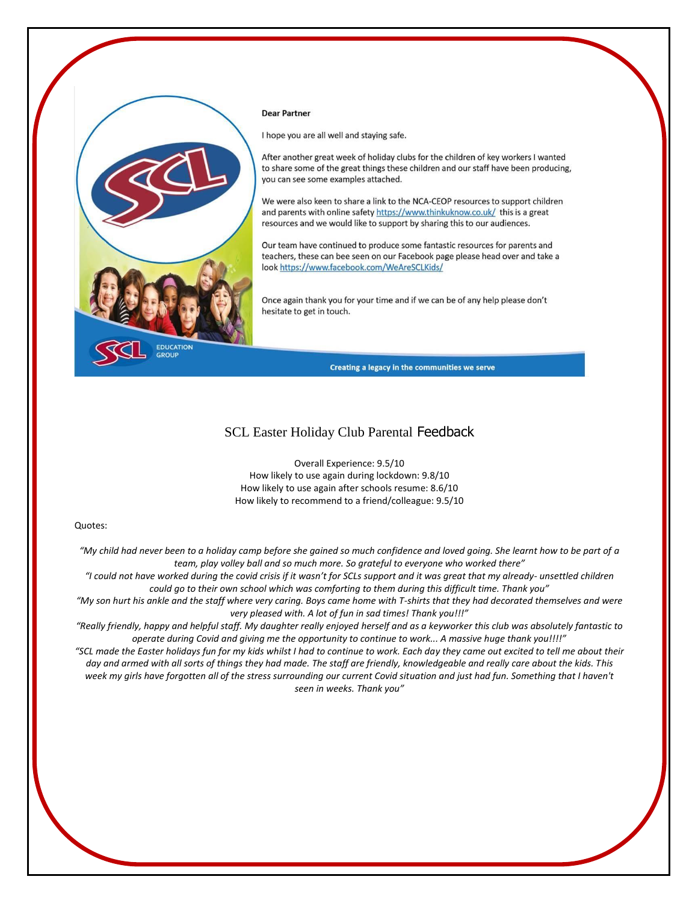**Dear Partner**

I hope you are all well and staying safe.

After another great week of holiday clubs for the children of key workers I wanted to share some of the great things these children and our staff have been producing, you can see some examples attached.

We were also keen to share a link to the NCA-CEOP resources to support children and parents with online safety https://www.thinkuknow.co.uk/ this is a great resources and we would like to support by sharing this to our audiences.

Our team have continued to produce some fantastic resources for parents and teachers, these can bee seen on our Facebook page please head over and take a look https://www.facebook.com/WeAreSCLKids/

Once again thank you for your time and if we can be of any help please don't hesitate to get in touch.

SCL EDUCATION GROUP

**Creating a legacy in the communities we serve**

## SCL Easter Holiday Club Parental Feedback

Overall Experience: 9.5/10
How likely to use again during lockdown: 9.8/10
How likely to use again after schools resume: 8.6/10
How likely to recommend to a friend/colleague: 9.5/10

Quotes:

*"My child had never been to a holiday camp before she gained so much confidence and loved going. She learnt how to be part of a team, play volley ball and so much more. So grateful to everyone who worked there"*

*"I could not have worked during the covid crisis if it wasn't for SCLs support and it was great that my already- unsettled children could go to their own school which was comforting to them during this difficult time. Thank you"*

*"My son hurt his ankle and the staff where very caring. Boys came home with T-shirts that they had decorated themselves and were very pleased with. A lot of fun in sad times! Thank you!!!"*

*"Really friendly, happy and helpful staff. My daughter really enjoyed herself and as a keyworker this club was absolutely fantastic to operate during Covid and giving me the opportunity to continue to work... A massive huge thank you!!!!"*

*"SCL made the Easter holidays fun for my kids whilst I had to continue to work. Each day they came out excited to tell me about their day and armed with all sorts of things they had made. The staff are friendly, knowledgeable and really care about the kids. This week my girls have forgotten all of the stress surrounding our current Covid situation and just had fun. Something that I haven't seen in weeks. Thank you"*